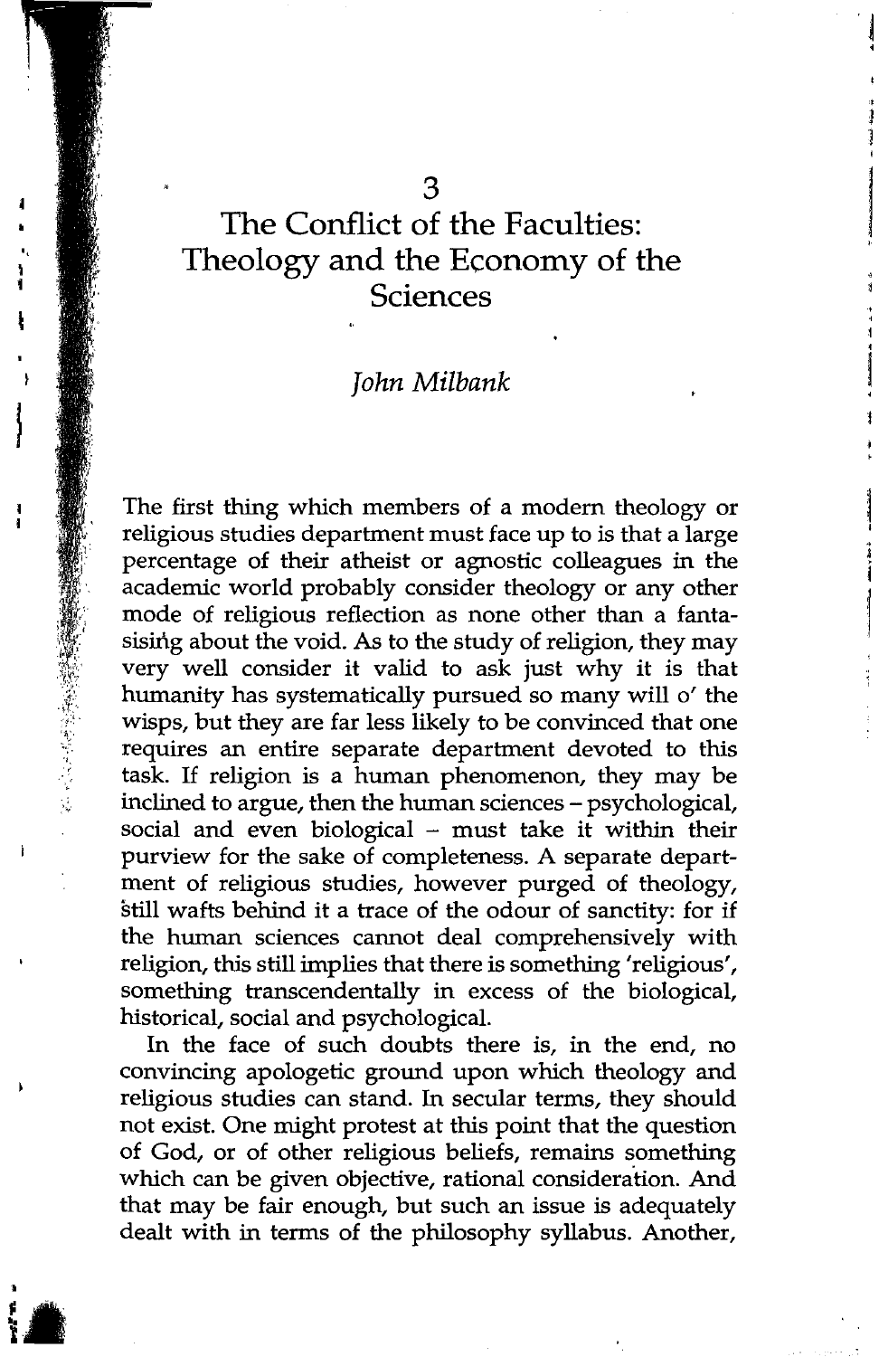# 3

# The Conflict of the Faculties: Theology and the Economy of the Sciences

*John Milbank*

The first thing which members of a modern theology or religious studies department must face up to is that a large percentage of their atheist or agnostic colleagues in the academic world probably consider theology or any other mode of religious reflection as none other than a fantasising about the void. As to the study of religion, they may very well consider it valid to ask just why it is that humanity has systematically pursued so many will o' the wisps, but they are far less likely to be convinced that one requires an entire separate department devoted to this task. If religion is a human phenomenon, they may be inclined to argue, then the human sciences – psychological, social and even biological – must take it within their purview for the sake of completeness. A separate department of religious studies, however purged of theology, still wafts behind it a trace of the odour of sanctity: for if the human sciences cannot deal comprehensively with religion, this still implies that there is something 'religious', something transcendentally in excess of the biological, historical, social and psychological.

In the face of such doubts there is, in the end, no convincing apologetic ground upon which theology and religious studies can stand. In secular terms, they should not exist. One might protest at this point that the question of God, or of other religious beliefs, remains something which can be given objective, rational consideration. And that may be fair enough, but such an issue is adequately dealt with in terms of the philosophy syllabus. Another,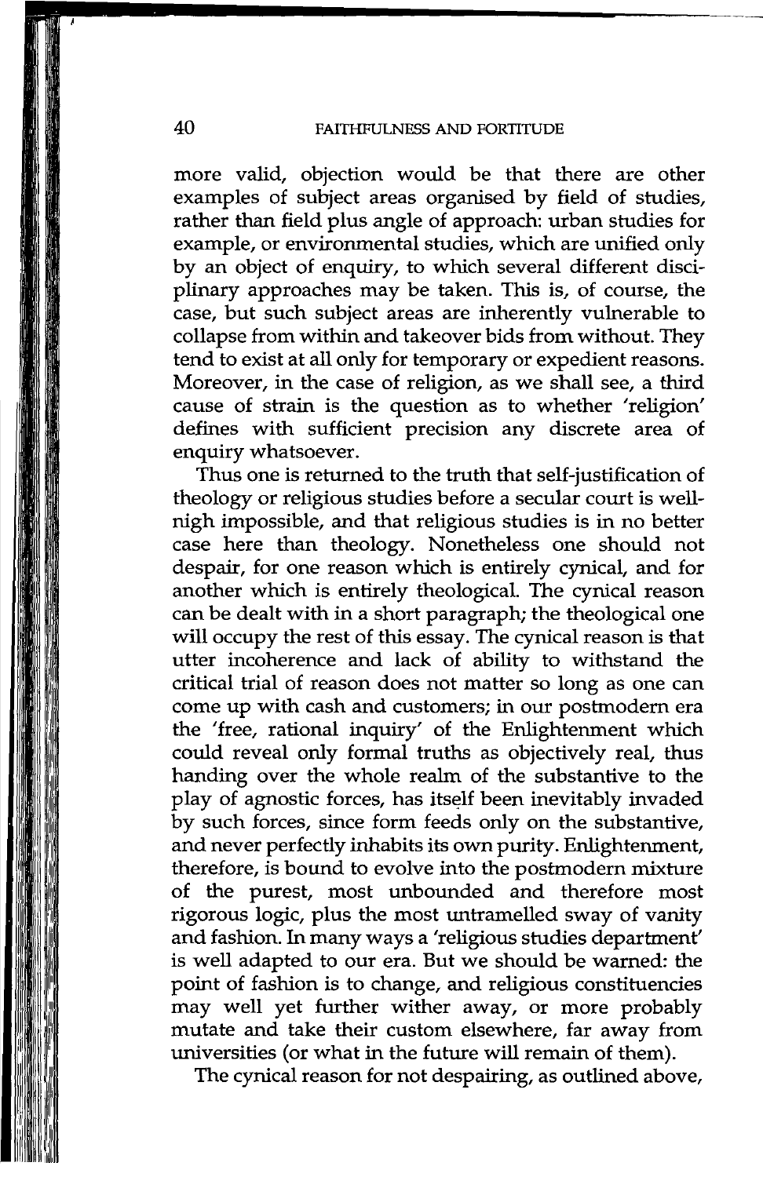more valid, objection would be that there are other examples of subject areas organised by field of studies, rather than field plus angle of approach: urban studies for example, or environmental studies, which are unified only by an object of enquiry, to which several different disciplinary approaches may be taken. This is, of course, the case, but such subject areas are inherently vulnerable to collapse from within and takeover bids from without. They tend to exist at all only for temporary or expedient reasons. Moreover, in the case of religion, as we shall see, a third cause of strain is the question as to whether 'religion' defines with sufficient precision any discrete area of enquiry whatsoever.

Thus one is returned to the truth that self-justification of theology or religious studies before a secular court is well-nigh impossible, and that religious studies is in no better case here than theology. Nonetheless one should not despair, for one reason which is entirely cynical, and for another which is entirely theological. The cynical reason can be dealt with in a short paragraph; the theological one will occupy the rest of this essay. The cynical reason is that utter incoherence and lack of ability to withstand the critical trial of reason does not matter so long as one can come up with cash and customers; in our postmodern era the 'free, rational inquiry' of the Enlightenment which could reveal only formal truths as objectively real, thus handing over the whole realm of the substantive to the play of agnostic forces, has itself been inevitably invaded by such forces, since form feeds only on the substantive, and never perfectly inhabits its own purity. Enlightenment, therefore, is bound to evolve into the postmodern mixture of the purest, most unbounded and therefore most rigorous logic, plus the most untramelled sway of vanity and fashion. In many ways a 'religious studies department' is well adapted to our era. But we should be warned: the point of fashion is to change, and religious constituencies may well yet further wither away, or more probably mutate and take their custom elsewhere, far away from universities (or what in the future will remain of them).

The cynical reason for not despairing, as outlined above,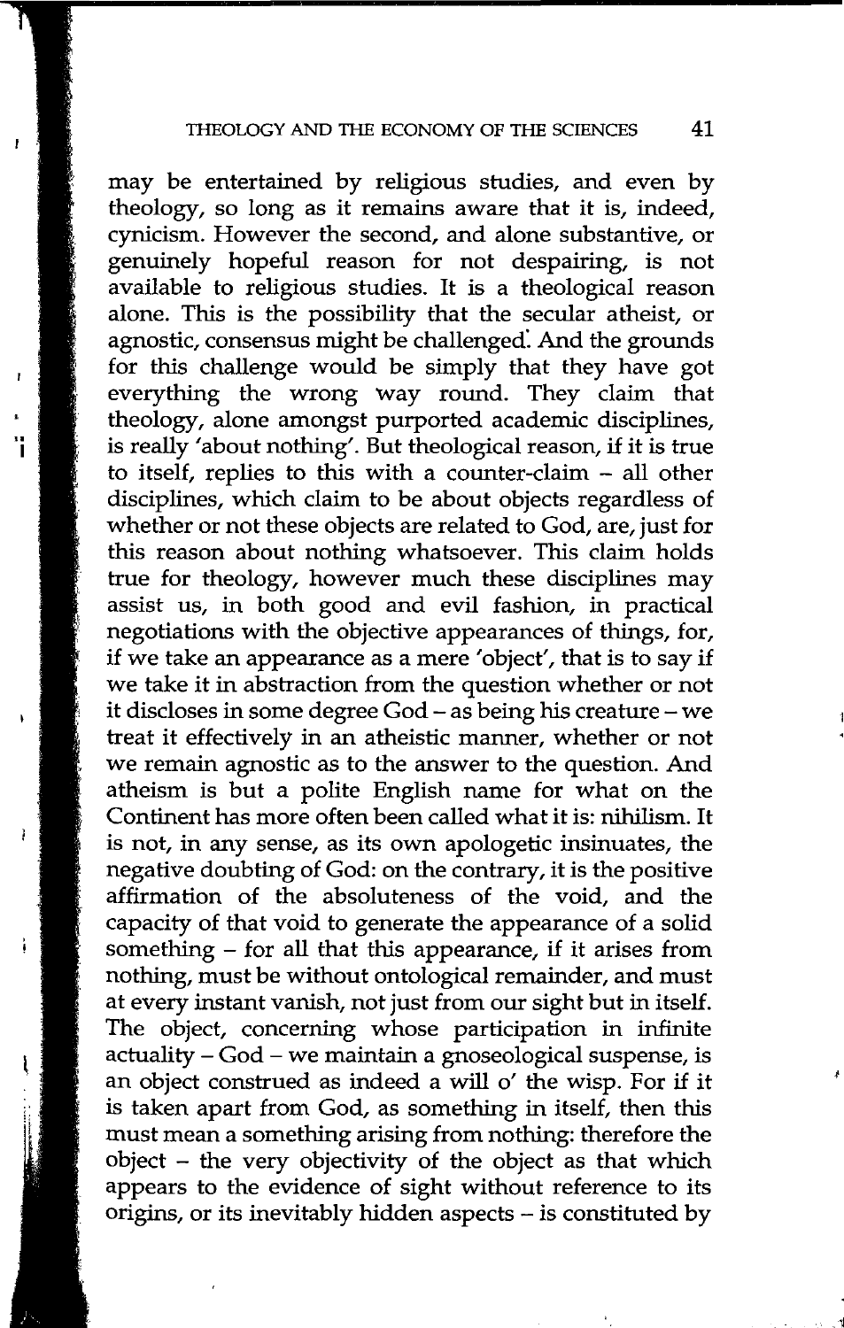may be entertained by religious studies, and even by theology, so long as it remains aware that it is, indeed, cynicism. However the second, and alone substantive, or genuinely hopeful reason for not despairing, is not available to religious studies. It is a theological reason alone. This is the possibility that the secular atheist, or agnostic, consensus might be challenged. And the grounds for this challenge would be simply that they have got everything the wrong way round. They claim that theology, alone amongst purported academic disciplines, is really 'about nothing'. But theological reason, if it is true to itself, replies to this with a counter-claim – all other disciplines, which claim to be about objects regardless of whether or not these objects are related to God, are, just for this reason about nothing whatsoever. This claim holds true for theology, however much these disciplines may assist us, in both good and evil fashion, in practical negotiations with the objective appearances of things, for, if we take an appearance as a mere 'object', that is to say if we take it in abstraction from the question whether or not it discloses in some degree God – as being his creature – we treat it effectively in an atheistic manner, whether or not we remain agnostic as to the answer to the question. And atheism is but a polite English name for what on the Continent has more often been called what it is: nihilism. It is not, in any sense, as its own apologetic insinuates, the negative doubting of God: on the contrary, it is the positive affirmation of the absoluteness of the void, and the capacity of that void to generate the appearance of a solid something – for all that this appearance, if it arises from nothing, must be without ontological remainder, and must at every instant vanish, not just from our sight but in itself. The object, concerning whose participation in infinite actuality – God – we maintain a gnoseological suspense, is an object construed as indeed a will o' the wisp. For if it is taken apart from God, as something in itself, then this must mean a something arising from nothing: therefore the object – the very objectivity of the object as that which appears to the evidence of sight without reference to its origins, or its inevitably hidden aspects – is constituted by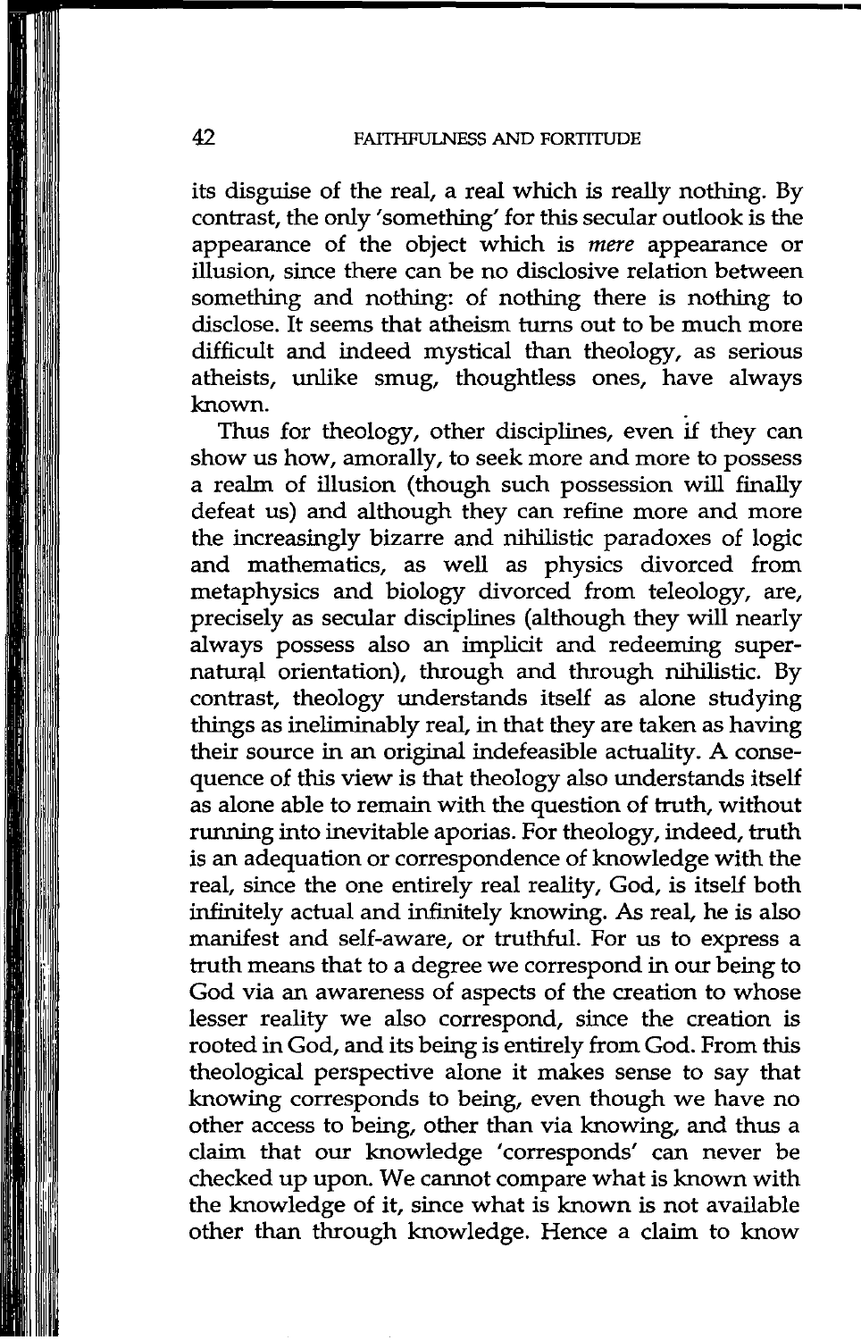its disguise of the real, a real which is really nothing. By contrast, the only 'something' for this secular outlook is the appearance of the object which is *mere* appearance or illusion, since there can be no disclosive relation between something and nothing: of nothing there is nothing to disclose. It seems that atheism turns out to be much more difficult and indeed mystical than theology, as serious atheists, unlike smug, thoughtless ones, have always known.

Thus for theology, other disciplines, even if they can show us how, amorally, to seek more and more to possess a realm of illusion (though such possession will finally defeat us) and although they can refine more and more the increasingly bizarre and nihilistic paradoxes of logic and mathematics, as well as physics divorced from metaphysics and biology divorced from teleology, are, precisely as secular disciplines (although they will nearly always possess also an implicit and redeeming supernatural orientation), through and through nihilistic. By contrast, theology understands itself as alone studying things as ineliminably real, in that they are taken as having their source in an original indefeasible actuality. A consequence of this view is that theology also understands itself as alone able to remain with the question of truth, without running into inevitable aporias. For theology, indeed, truth is an adequation or correspondence of knowledge with the real, since the one entirely real reality, God, is itself both infinitely actual and infinitely knowing. As real, he is also manifest and self-aware, or truthful. For us to express a truth means that to a degree we correspond in our being to God via an awareness of aspects of the creation to whose lesser reality we also correspond, since the creation is rooted in God, and its being is entirely from God. From this theological perspective alone it makes sense to say that knowing corresponds to being, even though we have no other access to being, other than via knowing, and thus a claim that our knowledge 'corresponds' can never be checked up upon. We cannot compare what is known with the knowledge of it, since what is known is not available other than through knowledge. Hence a claim to know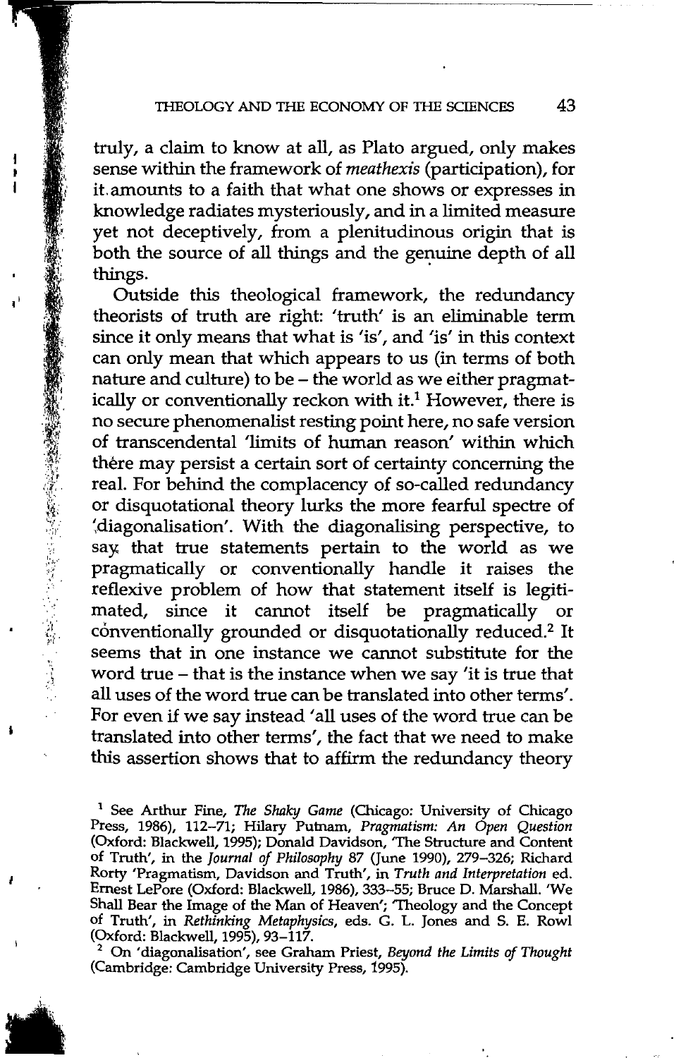truly, a claim to know at all, as Plato argued, only makes sense within the framework of *meathexis* (participation), for it amounts to a faith that what one shows or expresses in knowledge radiates mysteriously, and in a limited measure yet not deceptively, from a plenitudinous origin that is both the source of all things and the genuine depth of all things.

Outside this theological framework, the redundancy theorists of truth are right: 'truth' is an eliminable term since it only means that what is 'is', and 'is' in this context can only mean that which appears to us (in terms of both nature and culture) to be – the world as we either pragmatically or conventionally reckon with it.[1] However, there is no secure phenomenalist resting point here, no safe version of transcendental 'limits of human reason' within which there may persist a certain sort of certainty concerning the real. For behind the complacency of so-called redundancy or disquotational theory lurks the more fearful spectre of 'diagonalisation'. With the diagonalising perspective, to say that true statements pertain to the world as we pragmatically or conventionally handle it raises the reflexive problem of how that statement itself is legitimated, since it cannot itself be pragmatically or conventionally grounded or disquotationally reduced.[2] It seems that in one instance we cannot substitute for the word true – that is the instance when we say 'it is true that all uses of the word true can be translated into other terms'. For even if we say instead 'all uses of the word true can be translated into other terms', the fact that we need to make this assertion shows that to affirm the redundancy theory

[1] See Arthur Fine, *The Shaky Game* (Chicago: University of Chicago Press, 1986), 112–71; Hilary Putnam, *Pragmatism: An Open Question* (Oxford: Blackwell, 1995); Donald Davidson, 'The Structure and Content of Truth', in the *Journal of Philosophy* 87 (June 1990), 279–326; Richard Rorty 'Pragmatism, Davidson and Truth', in *Truth and Interpretation* ed. Ernest LePore (Oxford: Blackwell, 1986), 333–55; Bruce D. Marshall. 'We Shall Bear the Image of the Man of Heaven'; 'Theology and the Concept of Truth', in *Rethinking Metaphysics*, eds. G. L. Jones and S. E. Rowl (Oxford: Blackwell, 1995), 93–117.

[2] On 'diagonalisation', see Graham Priest, *Beyond the Limits of Thought* (Cambridge: Cambridge University Press, 1995).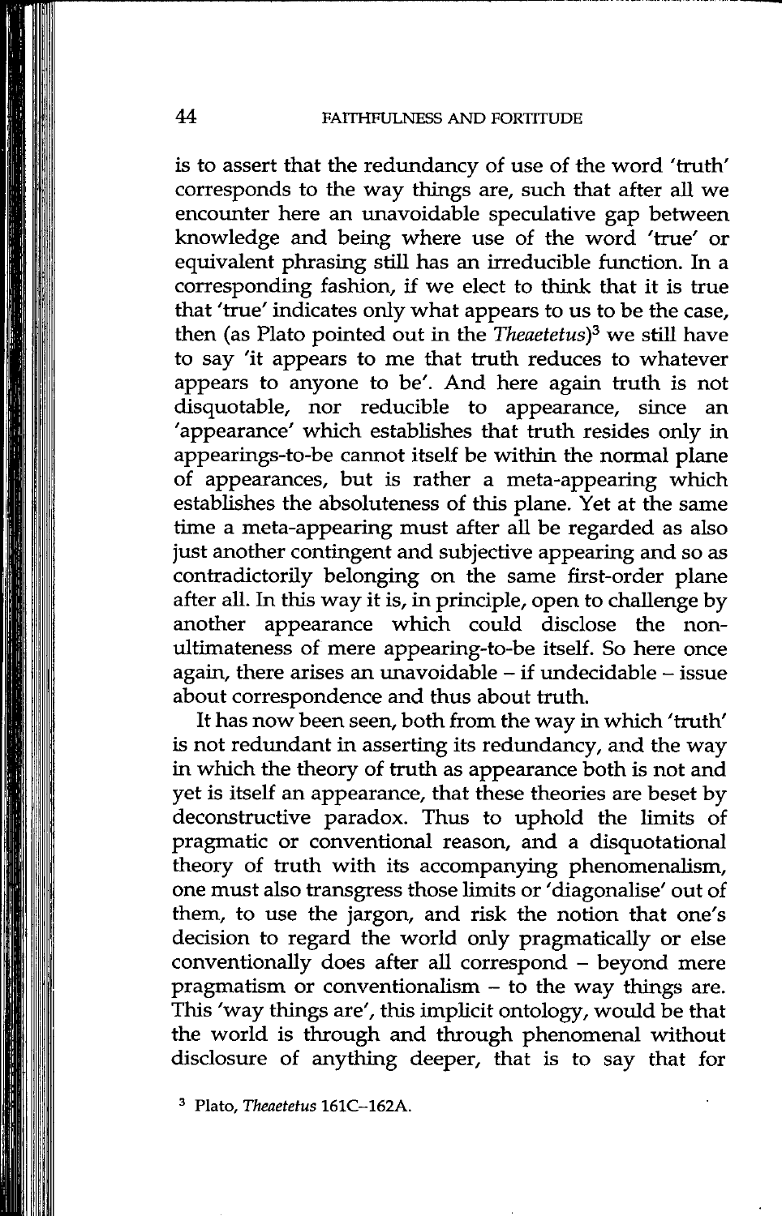is to assert that the redundancy of use of the word 'truth' corresponds to the way things are, such that after all we encounter here an unavoidable speculative gap between knowledge and being where use of the word 'true' or equivalent phrasing still has an irreducible function. In a corresponding fashion, if we elect to think that it is true that 'true' indicates only what appears to us to be the case, then (as Plato pointed out in the *Theaetetus*)[3] we still have to say 'it appears to me that truth reduces to whatever appears to anyone to be'. And here again truth is not disquotable, nor reducible to appearance, since an 'appearance' which establishes that truth resides only in appearings-to-be cannot itself be within the normal plane of appearances, but is rather a meta-appearing which establishes the absoluteness of this plane. Yet at the same time a meta-appearing must after all be regarded as also just another contingent and subjective appearing and so as contradictorily belonging on the same first-order plane after all. In this way it is, in principle, open to challenge by another appearance which could disclose the non-ultimateness of mere appearing-to-be itself. So here once again, there arises an unavoidable – if undecidable – issue about correspondence and thus about truth.

It has now been seen, both from the way in which 'truth' is not redundant in asserting its redundancy, and the way in which the theory of truth as appearance both is not and yet is itself an appearance, that these theories are beset by deconstructive paradox. Thus to uphold the limits of pragmatic or conventional reason, and a disquotational theory of truth with its accompanying phenomenalism, one must also transgress those limits or 'diagonalise' out of them, to use the jargon, and risk the notion that one's decision to regard the world only pragmatically or else conventionally does after all correspond – beyond mere pragmatism or conventionalism – to the way things are. This 'way things are', this implicit ontology, would be that the world is through and through phenomenal without disclosure of anything deeper, that is to say that for

[3] Plato, *Theaetetus* 161C–162A.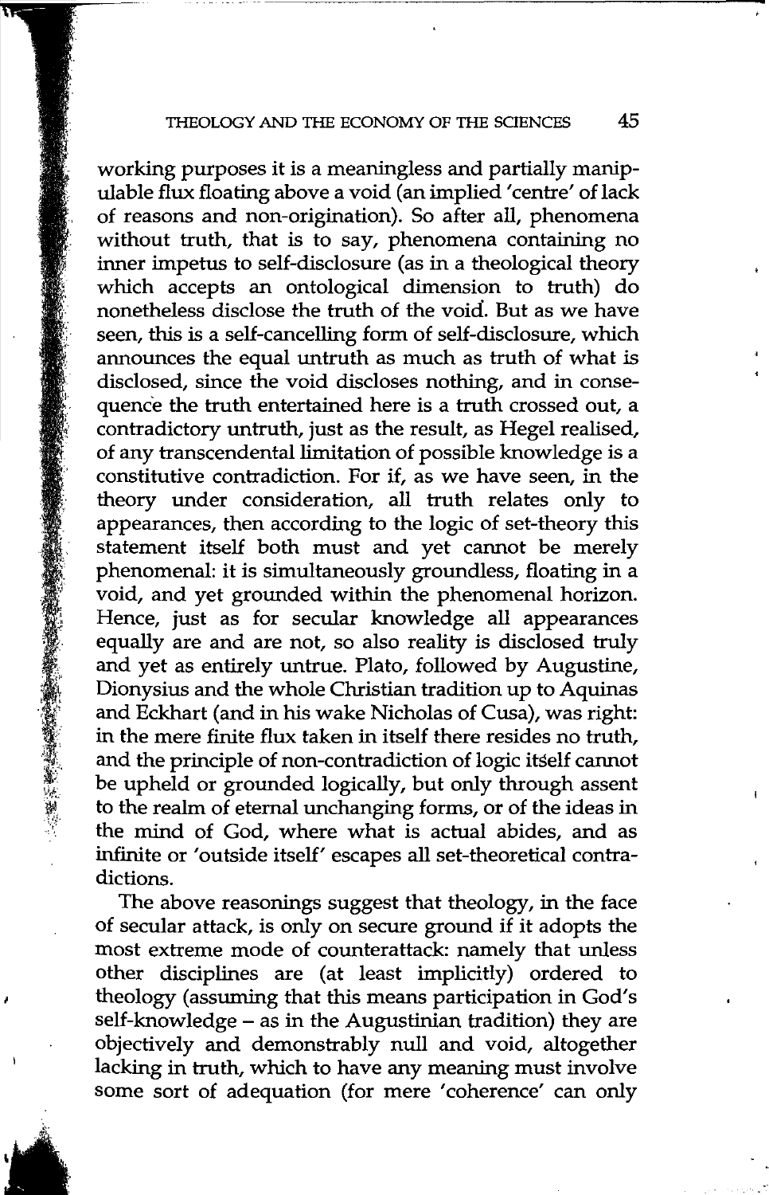working purposes it is a meaningless and partially manipulable flux floating above a void (an implied 'centre' of lack of reasons and non-origination). So after all, phenomena without truth, that is to say, phenomena containing no inner impetus to self-disclosure (as in a theological theory which accepts an ontological dimension to truth) do nonetheless disclose the truth of the void. But as we have seen, this is a self-cancelling form of self-disclosure, which announces the equal untruth as much as truth of what is disclosed, since the void discloses nothing, and in consequence the truth entertained here is a truth crossed out, a contradictory untruth, just as the result, as Hegel realised, of any transcendental limitation of possible knowledge is a constitutive contradiction. For if, as we have seen, in the theory under consideration, all truth relates only to appearances, then according to the logic of set-theory this statement itself both must and yet cannot be merely phenomenal: it is simultaneously groundless, floating in a void, and yet grounded within the phenomenal horizon. Hence, just as for secular knowledge all appearances equally are and are not, so also reality is disclosed truly and yet as entirely untrue. Plato, followed by Augustine, Dionysius and the whole Christian tradition up to Aquinas and Eckhart (and in his wake Nicholas of Cusa), was right: in the mere finite flux taken in itself there resides no truth, and the principle of non-contradiction of logic itself cannot be upheld or grounded logically, but only through assent to the realm of eternal unchanging forms, or of the ideas in the mind of God, where what is actual abides, and as infinite or 'outside itself' escapes all set-theoretical contradictions.

The above reasonings suggest that theology, in the face of secular attack, is only on secure ground if it adopts the most extreme mode of counterattack: namely that unless other disciplines are (at least implicitly) ordered to theology (assuming that this means participation in God's self-knowledge – as in the Augustinian tradition) they are objectively and demonstrably null and void, altogether lacking in truth, which to have any meaning must involve some sort of adequation (for mere 'coherence' can only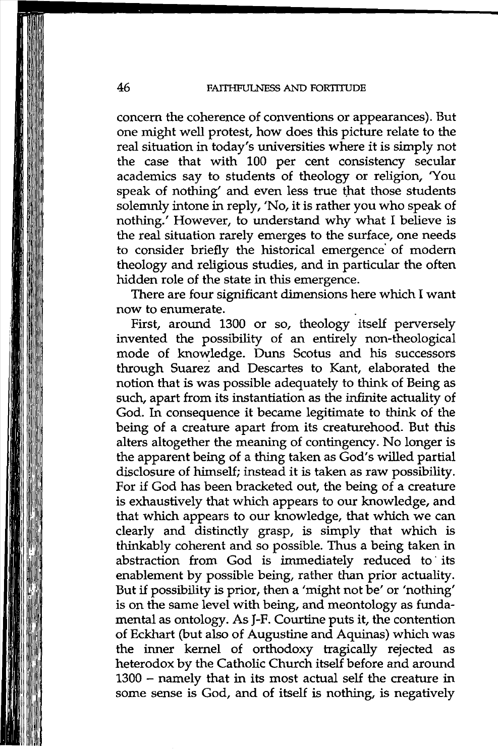concern the coherence of conventions or appearances). But one might well protest, how does this picture relate to the real situation in today's universities where it is simply not the case that with 100 per cent consistency secular academics say to students of theology or religion, 'You speak of nothing' and even less true that those students solemnly intone in reply, 'No, it is rather you who speak of nothing.' However, to understand why what I believe is the real situation rarely emerges to the surface, one needs to consider briefly the historical emergence of modern theology and religious studies, and in particular the often hidden role of the state in this emergence.

There are four significant dimensions here which I want now to enumerate.

First, around 1300 or so, theology itself perversely invented the possibility of an entirely non-theological mode of knowledge. Duns Scotus and his successors through Suarez and Descartes to Kant, elaborated the notion that is was possible adequately to think of Being as such, apart from its instantiation as the infinite actuality of God. In consequence it became legitimate to think of the being of a creature apart from its creaturehood. But this alters altogether the meaning of contingency. No longer is the apparent being of a thing taken as God's willed partial disclosure of himself; instead it is taken as raw possibility. For if God has been bracketed out, the being of a creature is exhaustively that which appears to our knowledge, and that which appears to our knowledge, that which we can clearly and distinctly grasp, is simply that which is thinkably coherent and so possible. Thus a being taken in abstraction from God is immediately reduced to its enablement by possible being, rather than prior actuality. But if possibility is prior, then a 'might not be' or 'nothing' is on the same level with being, and meontology as fundamental as ontology. As J-F. Courtine puts it, the contention of Eckhart (but also of Augustine and Aquinas) which was the inner kernel of orthodoxy tragically rejected as heterodox by the Catholic Church itself before and around 1300 – namely that in its most actual self the creature in some sense is God, and of itself is nothing, is negatively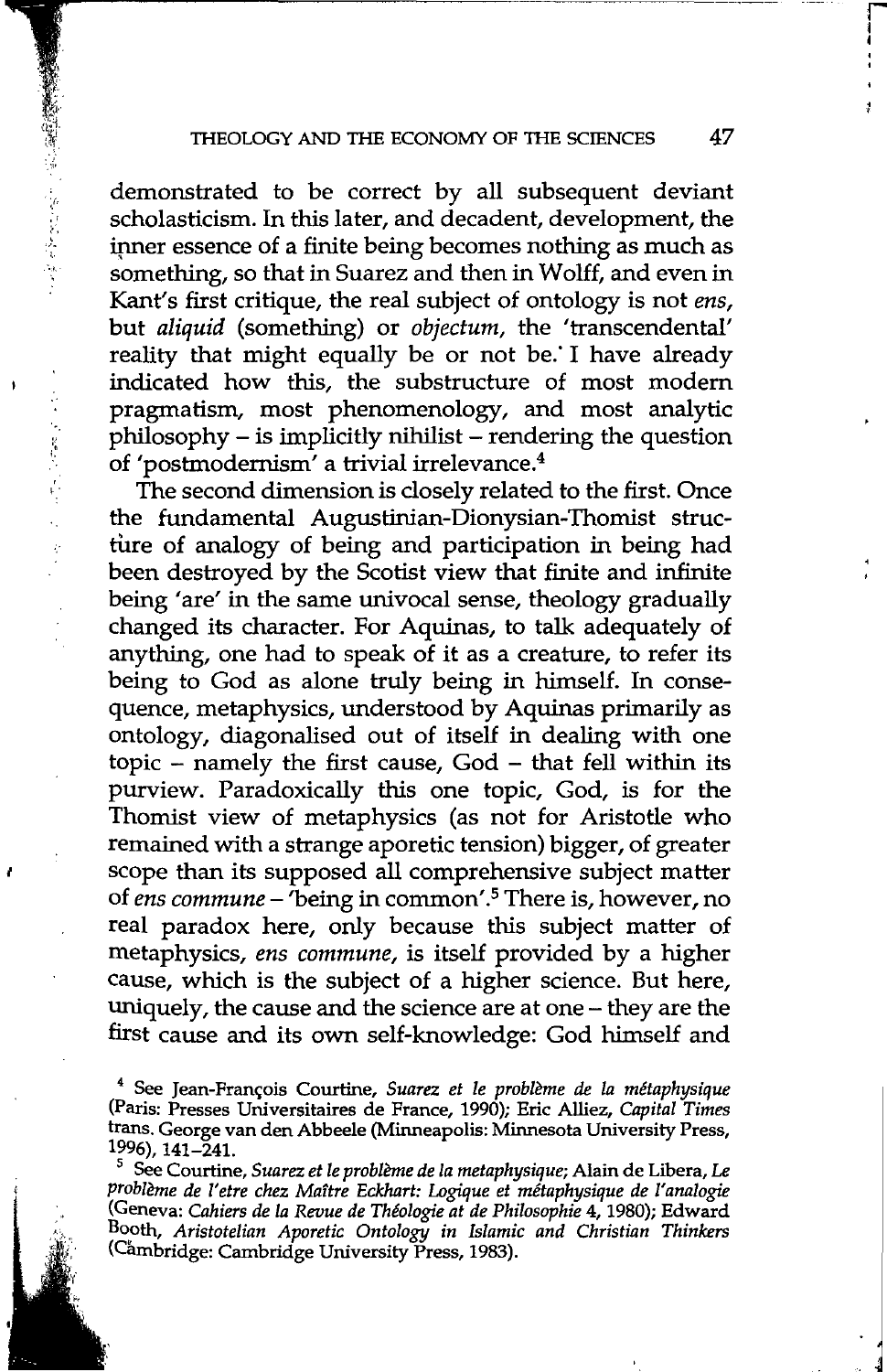demonstrated to be correct by all subsequent deviant scholasticism. In this later, and decadent, development, the inner essence of a finite being becomes nothing as much as something, so that in Suarez and then in Wolff, and even in Kant's first critique, the real subject of ontology is not *ens*, but *aliquid* (something) or *objectum*, the 'transcendental' reality that might equally be or not be. I have already indicated how this, the substructure of most modern pragmatism, most phenomenology, and most analytic philosophy – is implicitly nihilist – rendering the question of 'postmodernism' a trivial irrelevance.[4]

The second dimension is closely related to the first. Once the fundamental Augustinian-Dionysian-Thomist structure of analogy of being and participation in being had been destroyed by the Scotist view that finite and infinite being 'are' in the same univocal sense, theology gradually changed its character. For Aquinas, to talk adequately of anything, one had to speak of it as a creature, to refer its being to God as alone truly being in himself. In consequence, metaphysics, understood by Aquinas primarily as ontology, diagonalised out of itself in dealing with one topic – namely the first cause, God – that fell within its purview. Paradoxically this one topic, God, is for the Thomist view of metaphysics (as not for Aristotle who remained with a strange aporetic tension) bigger, of greater scope than its supposed all comprehensive subject matter of *ens commune* – 'being in common'.[5] There is, however, no real paradox here, only because this subject matter of metaphysics, *ens commune*, is itself provided by a higher cause, which is the subject of a higher science. But here, uniquely, the cause and the science are at one – they are the first cause and its own self-knowledge: God himself and

[4] See Jean-François Courtine, *Suarez et le problème de la métaphysique* (Paris: Presses Universitaires de France, 1990); Eric Alliez, *Capital Times* trans. George van den Abbeele (Minneapolis: Minnesota University Press, 1996), 141–241.

[5] See Courtine, *Suarez et le problème de la metaphysique*; Alain de Libera, *Le problème de l'etre chez Maître Eckhart: Logique et métaphysique de l'analogie* (Geneva: *Cahiers de la Revue de Théologie at de Philosophie* 4, 1980); Edward Booth, *Aristotelian Aporetic Ontology in Islamic and Christian Thinkers* (Cambridge: Cambridge University Press, 1983).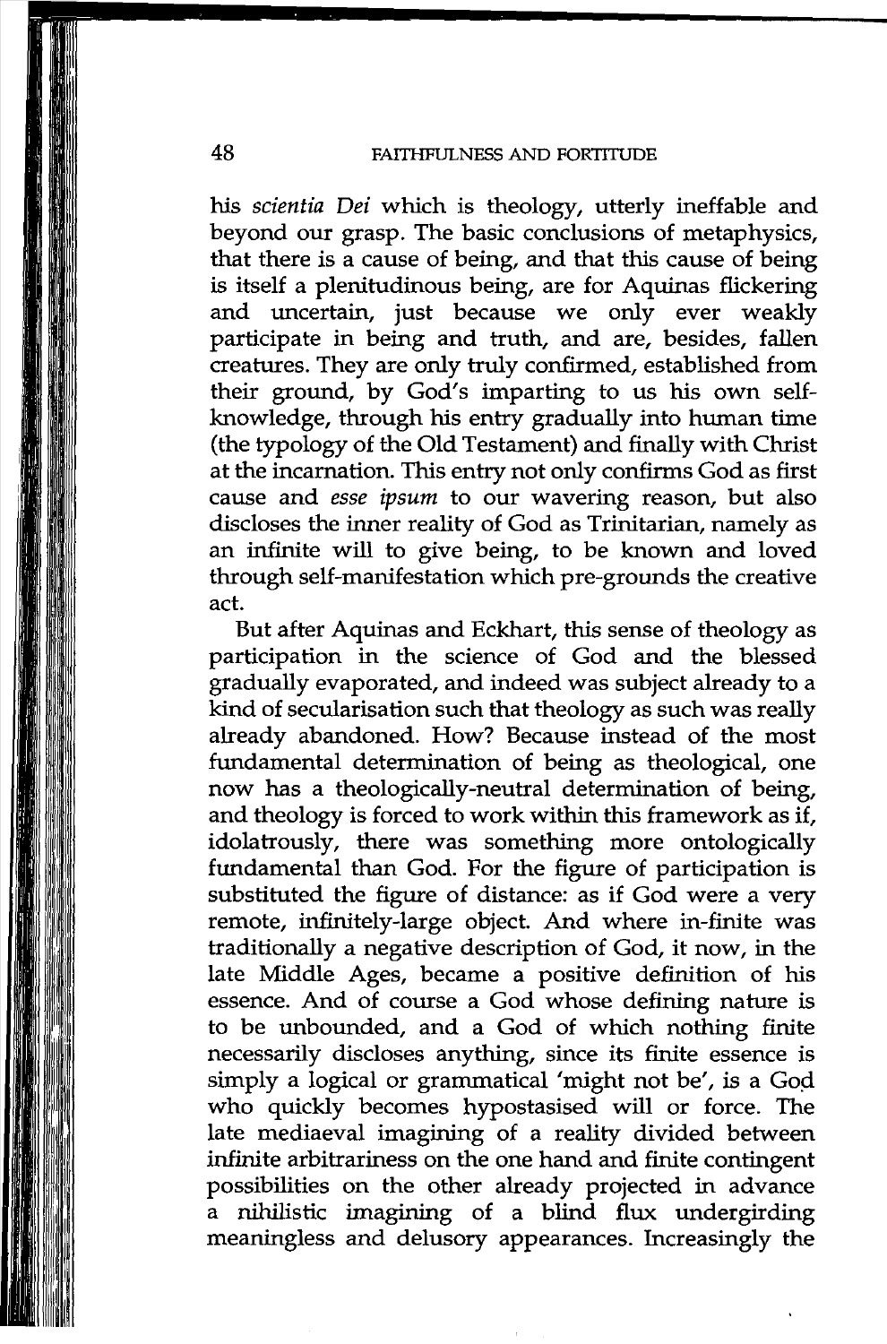his *scientia Dei* which is theology, utterly ineffable and beyond our grasp. The basic conclusions of metaphysics, that there is a cause of being, and that this cause of being is itself a plenitudinous being, are for Aquinas flickering and uncertain, just because we only ever weakly participate in being and truth, and are, besides, fallen creatures. They are only truly confirmed, established from their ground, by God's imparting to us his own self-knowledge, through his entry gradually into human time (the typology of the Old Testament) and finally with Christ at the incarnation. This entry not only confirms God as first cause and *esse ipsum* to our wavering reason, but also discloses the inner reality of God as Trinitarian, namely as an infinite will to give being, to be known and loved through self-manifestation which pre-grounds the creative act.

But after Aquinas and Eckhart, this sense of theology as participation in the science of God and the blessed gradually evaporated, and indeed was subject already to a kind of secularisation such that theology as such was really already abandoned. How? Because instead of the most fundamental determination of being as theological, one now has a theologically-neutral determination of being, and theology is forced to work within this framework as if, idolatrously, there was something more ontologically fundamental than God. For the figure of participation is substituted the figure of distance: as if God were a very remote, infinitely-large object. And where in-finite was traditionally a negative description of God, it now, in the late Middle Ages, became a positive definition of his essence. And of course a God whose defining nature is to be unbounded, and a God of which nothing finite necessarily discloses anything, since its finite essence is simply a logical or grammatical 'might not be', is a God who quickly becomes hypostasised will or force. The late mediaeval imagining of a reality divided between infinite arbitrariness on the one hand and finite contingent possibilities on the other already projected in advance a nihilistic imagining of a blind flux undergirding meaningless and delusory appearances. Increasingly the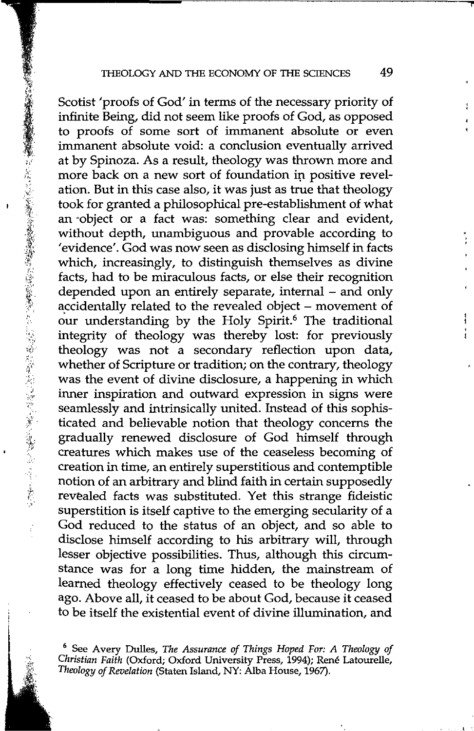Scotist 'proofs of God' in terms of the necessary priority of infinite Being, did not seem like proofs of God, as opposed to proofs of some sort of immanent absolute or even immanent absolute void: a conclusion eventually arrived at by Spinoza. As a result, theology was thrown more and more back on a new sort of foundation in positive revelation. But in this case also, it was just as true that theology took for granted a philosophical pre-establishment of what an object or a fact was: something clear and evident, without depth, unambiguous and provable according to 'evidence'. God was now seen as disclosing himself in facts which, increasingly, to distinguish themselves as divine facts, had to be miraculous facts, or else their recognition depended upon an entirely separate, internal – and only accidentally related to the revealed object – movement of our understanding by the Holy Spirit.[6] The traditional integrity of theology was thereby lost: for previously theology was not a secondary reflection upon data, whether of Scripture or tradition; on the contrary, theology was the event of divine disclosure, a happening in which inner inspiration and outward expression in signs were seamlessly and intrinsically united. Instead of this sophisticated and believable notion that theology concerns the gradually renewed disclosure of God himself through creatures which makes use of the ceaseless becoming of creation in time, an entirely superstitious and contemptible notion of an arbitrary and blind faith in certain supposedly revealed facts was substituted. Yet this strange fideistic superstition is itself captive to the emerging secularity of a God reduced to the status of an object, and so able to disclose himself according to his arbitrary will, through lesser objective possibilities. Thus, although this circumstance was for a long time hidden, the mainstream of learned theology effectively ceased to be theology long ago. Above all, it ceased to be about God, because it ceased to be itself the existential event of divine illumination, and

[6] See Avery Dulles, *The Assurance of Things Hoped For: A Theology of Christian Faith* (Oxford; Oxford University Press, 1994); René Latourelle, *Theology of Revelation* (Staten Island, NY: Alba House, 1967).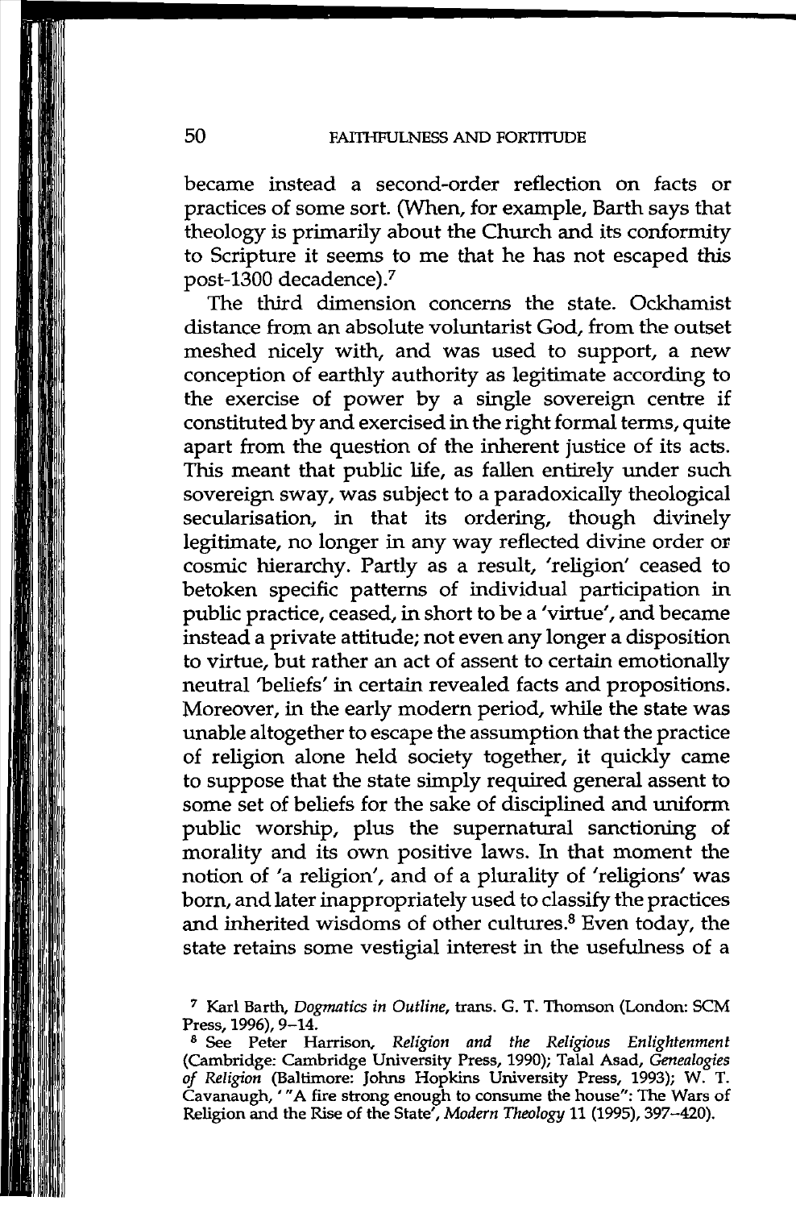became instead a second-order reflection on facts or practices of some sort. (When, for example, Barth says that theology is primarily about the Church and its conformity to Scripture it seems to me that he has not escaped this post-1300 decadence).[7]

The third dimension concerns the state. Ockhamist distance from an absolute voluntarist God, from the outset meshed nicely with, and was used to support, a new conception of earthly authority as legitimate according to the exercise of power by a single sovereign centre if constituted by and exercised in the right formal terms, quite apart from the question of the inherent justice of its acts. This meant that public life, as fallen entirely under such sovereign sway, was subject to a paradoxically theological secularisation, in that its ordering, though divinely legitimate, no longer in any way reflected divine order or cosmic hierarchy. Partly as a result, 'religion' ceased to betoken specific patterns of individual participation in public practice, ceased, in short to be a 'virtue', and became instead a private attitude; not even any longer a disposition to virtue, but rather an act of assent to certain emotionally neutral 'beliefs' in certain revealed facts and propositions. Moreover, in the early modern period, while the state was unable altogether to escape the assumption that the practice of religion alone held society together, it quickly came to suppose that the state simply required general assent to some set of beliefs for the sake of disciplined and uniform public worship, plus the supernatural sanctioning of morality and its own positive laws. In that moment the notion of 'a religion', and of a plurality of 'religions' was born, and later inappropriately used to classify the practices and inherited wisdoms of other cultures.[8] Even today, the state retains some vestigial interest in the usefulness of a

[7] Karl Barth, *Dogmatics in Outline*, trans. G. T. Thomson (London: SCM Press, 1996), 9–14.

[8] See Peter Harrison, *Religion and the Religious Enlightenment* (Cambridge: Cambridge University Press, 1990); Talal Asad, *Genealogies of Religion* (Baltimore: Johns Hopkins University Press, 1993); W. T. Cavanaugh, '"A fire strong enough to consume the house": The Wars of Religion and the Rise of the State', *Modern Theology* 11 (1995), 397–420).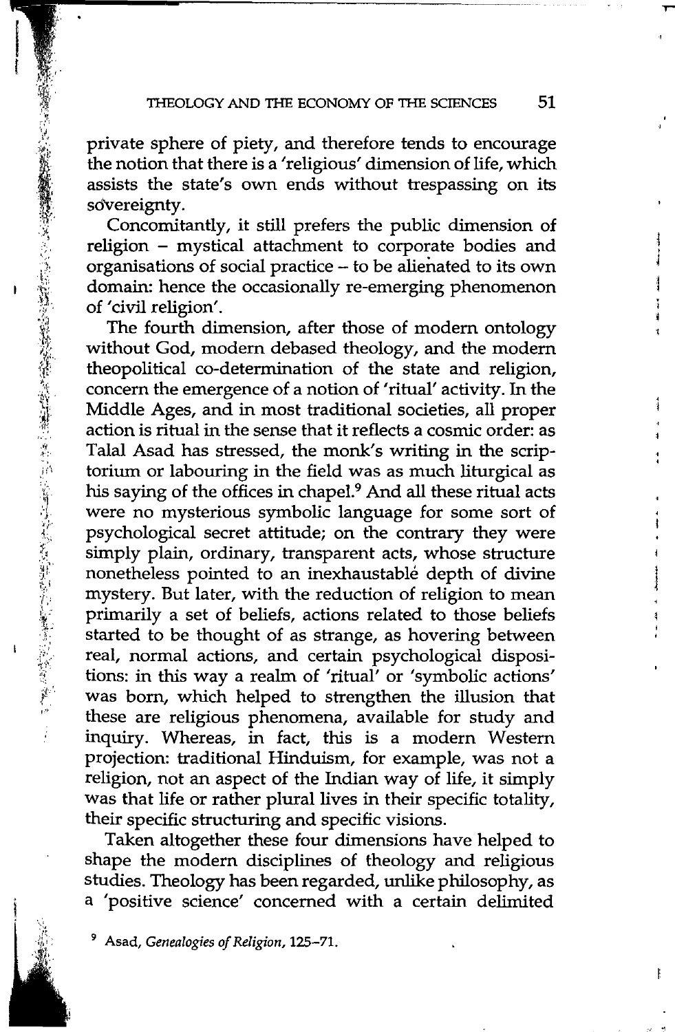private sphere of piety, and therefore tends to encourage the notion that there is a 'religious' dimension of life, which assists the state's own ends without trespassing on its sovereignty.

Concomitantly, it still prefers the public dimension of religion – mystical attachment to corporate bodies and organisations of social practice – to be alienated to its own domain: hence the occasionally re-emerging phenomenon of 'civil religion'.

The fourth dimension, after those of modern ontology without God, modern debased theology, and the modern theopolitical co-determination of the state and religion, concern the emergence of a notion of 'ritual' activity. In the Middle Ages, and in most traditional societies, all proper action is ritual in the sense that it reflects a cosmic order: as Talal Asad has stressed, the monk's writing in the scriptorium or labouring in the field was as much liturgical as his saying of the offices in chapel.[9] And all these ritual acts were no mysterious symbolic language for some sort of psychological secret attitude; on the contrary they were simply plain, ordinary, transparent acts, whose structure nonetheless pointed to an inexhaustable depth of divine mystery. But later, with the reduction of religion to mean primarily a set of beliefs, actions related to those beliefs started to be thought of as strange, as hovering between real, normal actions, and certain psychological dispositions: in this way a realm of 'ritual' or 'symbolic actions' was born, which helped to strengthen the illusion that these are religious phenomena, available for study and inquiry. Whereas, in fact, this is a modern Western projection: traditional Hinduism, for example, was not a religion, not an aspect of the Indian way of life, it simply was that life or rather plural lives in their specific totality, their specific structuring and specific visions.

Taken altogether these four dimensions have helped to shape the modern disciplines of theology and religious studies. Theology has been regarded, unlike philosophy, as a 'positive science' concerned with a certain delimited

[9] Asad, *Genealogies of Religion*, 125–71.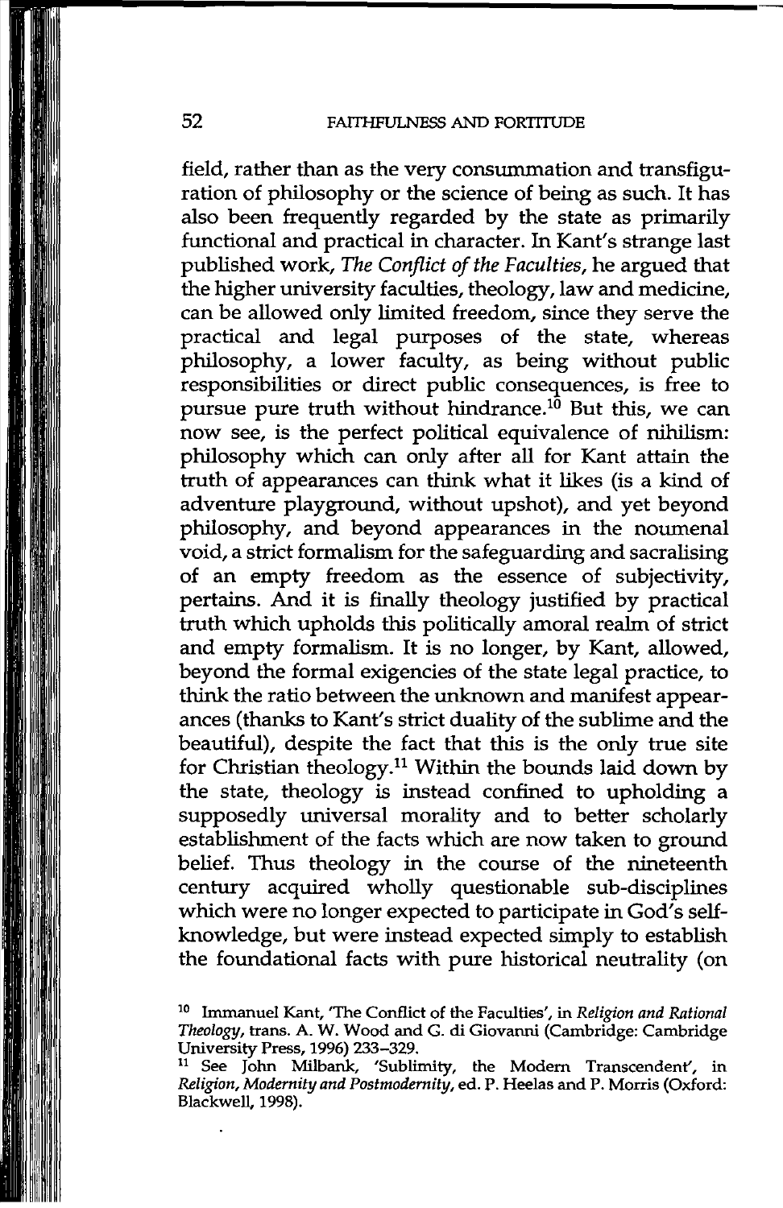field, rather than as the very consummation and transfiguration of philosophy or the science of being as such. It has also been frequently regarded by the state as primarily functional and practical in character. In Kant's strange last published work, *The Conflict of the Faculties*, he argued that the higher university faculties, theology, law and medicine, can be allowed only limited freedom, since they serve the practical and legal purposes of the state, whereas philosophy, a lower faculty, as being without public responsibilities or direct public consequences, is free to pursue pure truth without hindrance.[10] But this, we can now see, is the perfect political equivalence of nihilism: philosophy which can only after all for Kant attain the truth of appearances can think what it likes (is a kind of adventure playground, without upshot), and yet beyond philosophy, and beyond appearances in the noumenal void, a strict formalism for the safeguarding and sacralising of an empty freedom as the essence of subjectivity, pertains. And it is finally theology justified by practical truth which upholds this politically amoral realm of strict and empty formalism. It is no longer, by Kant, allowed, beyond the formal exigencies of the state legal practice, to think the ratio between the unknown and manifest appearances (thanks to Kant's strict duality of the sublime and the beautiful), despite the fact that this is the only true site for Christian theology.[11] Within the bounds laid down by the state, theology is instead confined to upholding a supposedly universal morality and to better scholarly establishment of the facts which are now taken to ground belief. Thus theology in the course of the nineteenth century acquired wholly questionable sub-disciplines which were no longer expected to participate in God's self-knowledge, but were instead expected simply to establish the foundational facts with pure historical neutrality (on

[10] Immanuel Kant, 'The Conflict of the Faculties', in *Religion and Rational Theology*, trans. A. W. Wood and G. di Giovanni (Cambridge: Cambridge University Press, 1996) 233–329.

[11] See John Milbank, 'Sublimity, the Modern Transcendent', in *Religion, Modernity and Postmodernity*, ed. P. Heelas and P. Morris (Oxford: Blackwell, 1998).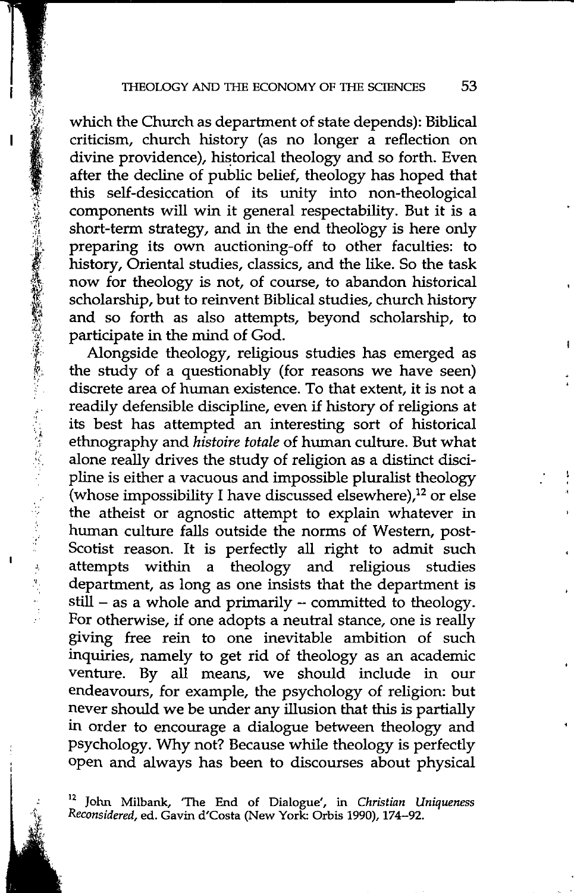which the Church as department of state depends): Biblical criticism, church history (as no longer a reflection on divine providence), historical theology and so forth. Even after the decline of public belief, theology has hoped that this self-desiccation of its unity into non-theological components will win it general respectability. But it is a short-term strategy, and in the end theology is here only preparing its own auctioning-off to other faculties: to history, Oriental studies, classics, and the like. So the task now for theology is not, of course, to abandon historical scholarship, but to reinvent Biblical studies, church history and so forth as also attempts, beyond scholarship, to participate in the mind of God.

Alongside theology, religious studies has emerged as the study of a questionably (for reasons we have seen) discrete area of human existence. To that extent, it is not a readily defensible discipline, even if history of religions at its best has attempted an interesting sort of historical ethnography and *histoire totale* of human culture. But what alone really drives the study of religion as a distinct discipline is either a vacuous and impossible pluralist theology (whose impossibility I have discussed elsewhere),[12] or else the atheist or agnostic attempt to explain whatever in human culture falls outside the norms of Western, post-Scotist reason. It is perfectly all right to admit such attempts within a theology and religious studies department, as long as one insists that the department is still – as a whole and primarily – committed to theology. For otherwise, if one adopts a neutral stance, one is really giving free rein to one inevitable ambition of such inquiries, namely to get rid of theology as an academic venture. By all means, we should include in our endeavours, for example, the psychology of religion: but never should we be under any illusion that this is partially in order to encourage a dialogue between theology and psychology. Why not? Because while theology is perfectly open and always has been to discourses about physical

[12] John Milbank, 'The End of Dialogue', in *Christian Uniqueness Reconsidered*, ed. Gavin d'Costa (New York: Orbis 1990), 174–92.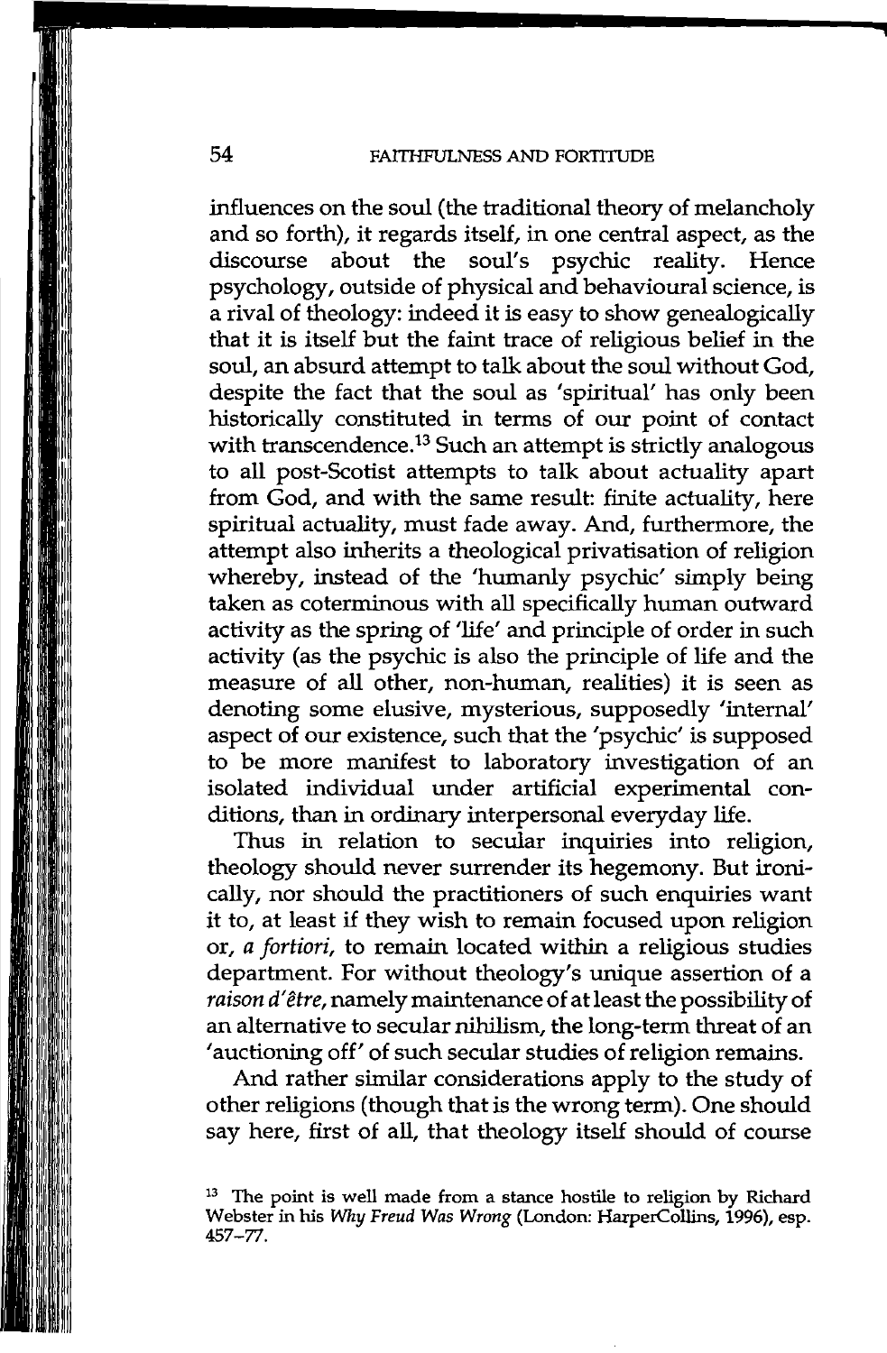influences on the soul (the traditional theory of melancholy and so forth), it regards itself, in one central aspect, as the discourse about the soul's psychic reality. Hence psychology, outside of physical and behavioural science, is a rival of theology: indeed it is easy to show genealogically that it is itself but the faint trace of religious belief in the soul, an absurd attempt to talk about the soul without God, despite the fact that the soul as 'spiritual' has only been historically constituted in terms of our point of contact with transcendence.[13] Such an attempt is strictly analogous to all post-Scotist attempts to talk about actuality apart from God, and with the same result: finite actuality, here spiritual actuality, must fade away. And, furthermore, the attempt also inherits a theological privatisation of religion whereby, instead of the 'humanly psychic' simply being taken as coterminous with all specifically human outward activity as the spring of 'life' and principle of order in such activity (as the psychic is also the principle of life and the measure of all other, non-human, realities) it is seen as denoting some elusive, mysterious, supposedly 'internal' aspect of our existence, such that the 'psychic' is supposed to be more manifest to laboratory investigation of an isolated individual under artificial experimental conditions, than in ordinary interpersonal everyday life.

Thus in relation to secular inquiries into religion, theology should never surrender its hegemony. But ironically, nor should the practitioners of such enquiries want it to, at least if they wish to remain focused upon religion or, *a fortiori*, to remain located within a religious studies department. For without theology's unique assertion of a *raison d'être*, namely maintenance of at least the possibility of an alternative to secular nihilism, the long-term threat of an 'auctioning off' of such secular studies of religion remains.

And rather similar considerations apply to the study of other religions (though that is the wrong term). One should say here, first of all, that theology itself should of course

[13] The point is well made from a stance hostile to religion by Richard Webster in his *Why Freud Was Wrong* (London: HarperCollins, 1996), esp. 457–77.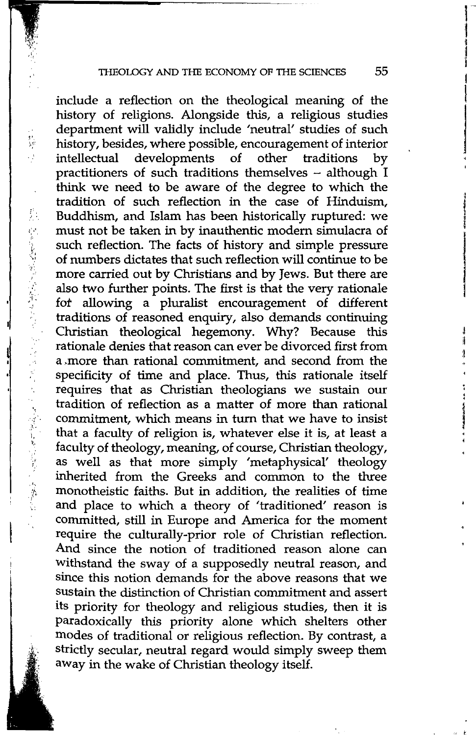include a reflection on the theological meaning of the history of religions. Alongside this, a religious studies department will validly include 'neutral' studies of such history, besides, where possible, encouragement of interior intellectual developments of other traditions by practitioners of such traditions themselves – although I think we need to be aware of the degree to which the tradition of such reflection in the case of Hinduism, Buddhism, and Islam has been historically ruptured: we must not be taken in by inauthentic modern simulacra of such reflection. The facts of history and simple pressure of numbers dictates that such reflection will continue to be more carried out by Christians and by Jews. But there are also two further points. The first is that the very rationale for allowing a pluralist encouragement of different traditions of reasoned enquiry, also demands continuing Christian theological hegemony. Why? Because this rationale denies that reason can ever be divorced first from a more than rational commitment, and second from the specificity of time and place. Thus, this rationale itself requires that as Christian theologians we sustain our tradition of reflection as a matter of more than rational commitment, which means in turn that we have to insist that a faculty of religion is, whatever else it is, at least a faculty of theology, meaning, of course, Christian theology, as well as that more simply 'metaphysical' theology inherited from the Greeks and common to the three monotheistic faiths. But in addition, the realities of time and place to which a theory of 'traditioned' reason is committed, still in Europe and America for the moment require the culturally-prior role of Christian reflection. And since the notion of traditioned reason alone can withstand the sway of a supposedly neutral reason, and since this notion demands for the above reasons that we sustain the distinction of Christian commitment and assert its priority for theology and religious studies, then it is paradoxically this priority alone which shelters other modes of traditional or religious reflection. By contrast, a strictly secular, neutral regard would simply sweep them away in the wake of Christian theology itself.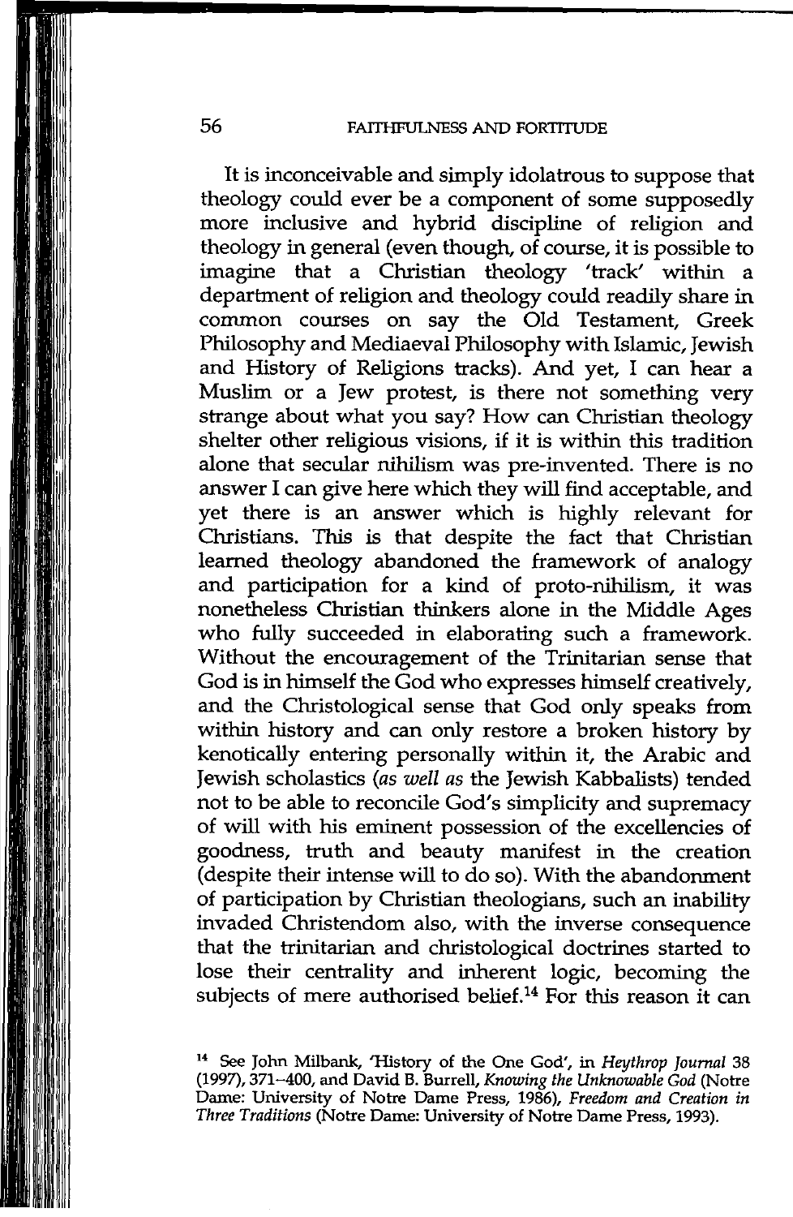It is inconceivable and simply idolatrous to suppose that theology could ever be a component of some supposedly more inclusive and hybrid discipline of religion and theology in general (even though, of course, it is possible to imagine that a Christian theology 'track' within a department of religion and theology could readily share in common courses on say the Old Testament, Greek Philosophy and Mediaeval Philosophy with Islamic, Jewish and History of Religions tracks). And yet, I can hear a Muslim or a Jew protest, is there not something very strange about what you say? How can Christian theology shelter other religious visions, if it is within this tradition alone that secular nihilism was pre-invented. There is no answer I can give here which they will find acceptable, and yet there is an answer which is highly relevant for Christians. This is that despite the fact that Christian learned theology abandoned the framework of analogy and participation for a kind of proto-nihilism, it was nonetheless Christian thinkers alone in the Middle Ages who fully succeeded in elaborating such a framework. Without the encouragement of the Trinitarian sense that God is in himself the God who expresses himself creatively, and the Christological sense that God only speaks from within history and can only restore a broken history by kenotically entering personally within it, the Arabic and Jewish scholastics (*as well as* the Jewish Kabbalists) tended not to be able to reconcile God's simplicity and supremacy of will with his eminent possession of the excellencies of goodness, truth and beauty manifest in the creation (despite their intense will to do so). With the abandonment of participation by Christian theologians, such an inability invaded Christendom also, with the inverse consequence that the trinitarian and christological doctrines started to lose their centrality and inherent logic, becoming the subjects of mere authorised belief.[14] For this reason it can

[14] See John Milbank, 'History of the One God', in *Heythrop Journal* 38 (1997), 371–400, and David B. Burrell, *Knowing the Unknowable God* (Notre Dame: University of Notre Dame Press, 1986), *Freedom and Creation in Three Traditions* (Notre Dame: University of Notre Dame Press, 1993).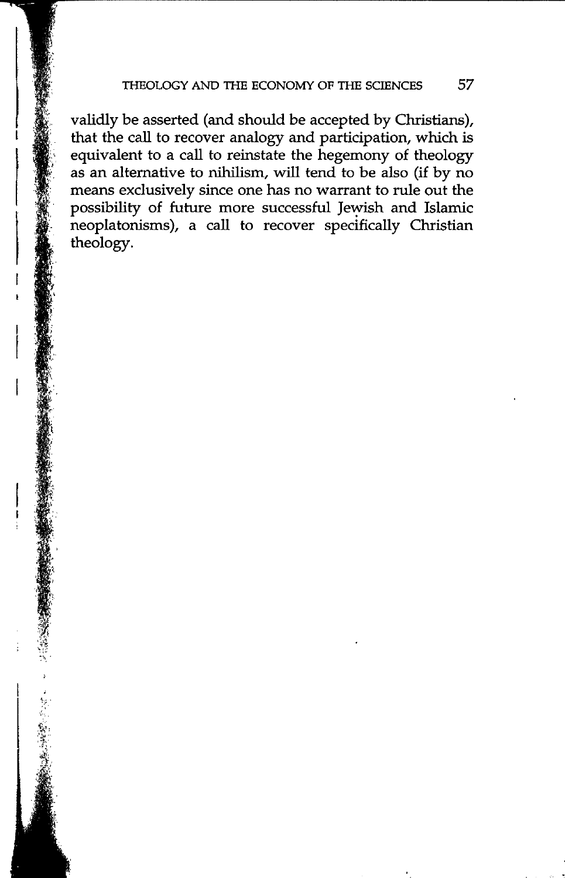validly be asserted (and should be accepted by Christians), that the call to recover analogy and participation, which is equivalent to a call to reinstate the hegemony of theology as an alternative to nihilism, will tend to be also (if by no means exclusively since one has no warrant to rule out the possibility of future more successful Jewish and Islamic neoplatonisms), a call to recover specifically Christian theology.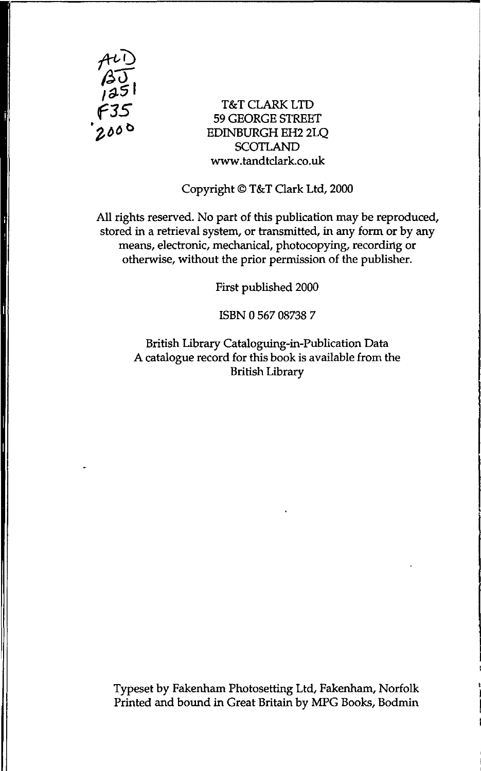AtD
BJ
1251
F35
2000

T&T CLARK LTD
59 GEORGE STREET
EDINBURGH EH2 2LQ
SCOTLAND
www.tandtclark.co.uk

Copyright © T&T Clark Ltd, 2000

All rights reserved. No part of this publication may be reproduced, stored in a retrieval system, or transmitted, in any form or by any means, electronic, mechanical, photocopying, recording or otherwise, without the prior permission of the publisher.

First published 2000

ISBN 0 567 08738 7

British Library Cataloguing-in-Publication Data
A catalogue record for this book is available from the British Library

Typeset by Fakenham Photosetting Ltd, Fakenham, Norfolk
Printed and bound in Great Britain by MPG Books, Bodmin